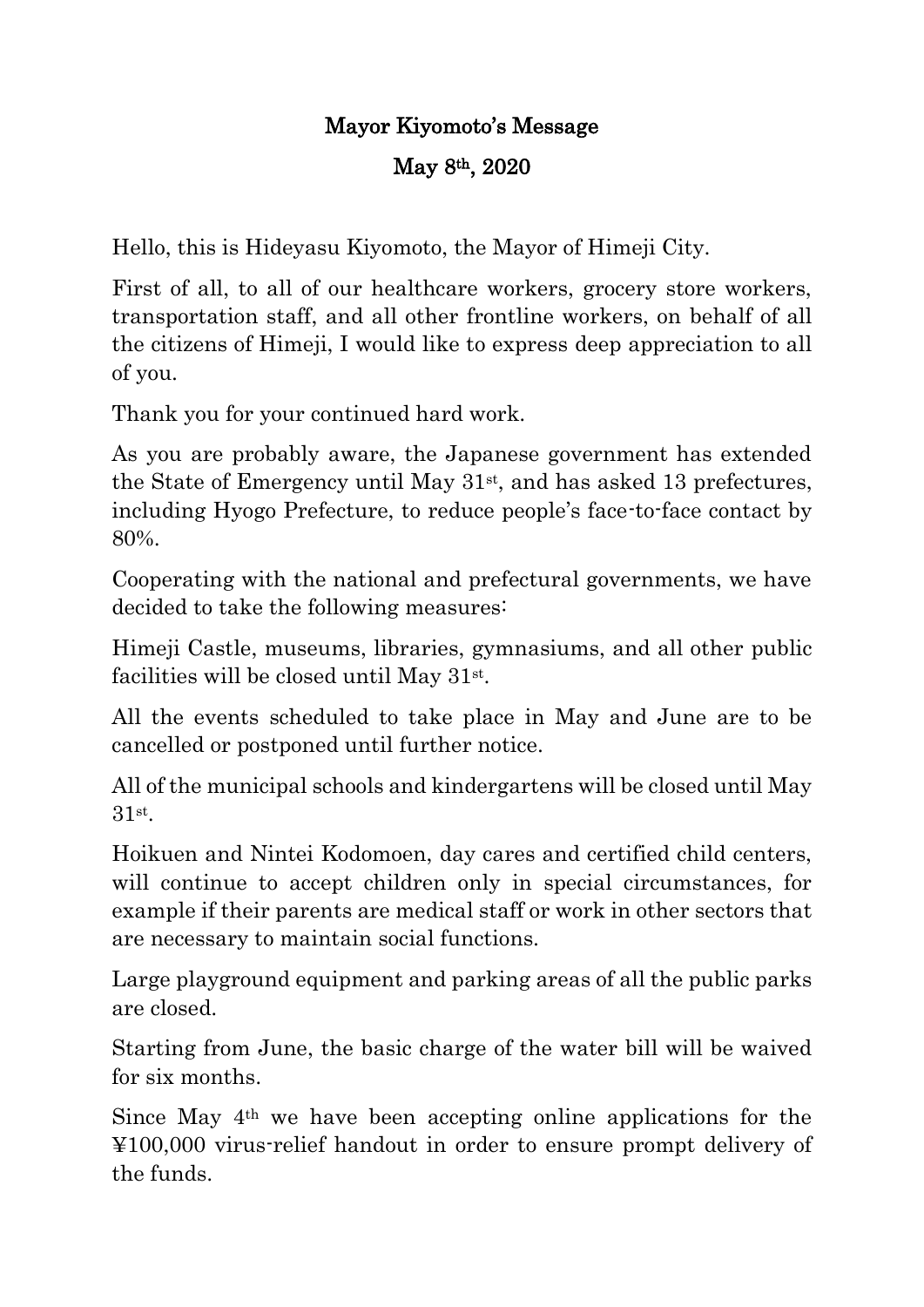# Mayor Kiyomoto's Message

## May 8th, 2020

Hello, this is Hideyasu Kiyomoto, the Mayor of Himeji City.

First of all, to all of our healthcare workers, grocery store workers, transportation staff, and all other frontline workers, on behalf of all the citizens of Himeji, I would like to express deep appreciation to all of you.

Thank you for your continued hard work.

As you are probably aware, the Japanese government has extended the State of Emergency until May 31st, and has asked 13 prefectures, including Hyogo Prefecture, to reduce people's face-to-face contact by 80%.

Cooperating with the national and prefectural governments, we have decided to take the following measures:

Himeji Castle, museums, libraries, gymnasiums, and all other public facilities will be closed until May 31st.

All the events scheduled to take place in May and June are to be cancelled or postponed until further notice.

All of the municipal schools and kindergartens will be closed until May 31st.

Hoikuen and Nintei Kodomoen, day cares and certified child centers, will continue to accept children only in special circumstances, for example if their parents are medical staff or work in other sectors that are necessary to maintain social functions.

Large playground equipment and parking areas of all the public parks are closed.

Starting from June, the basic charge of the water bill will be waived for six months.

Since May 4th we have been accepting online applications for the ¥100,000 virus-relief handout in order to ensure prompt delivery of the funds.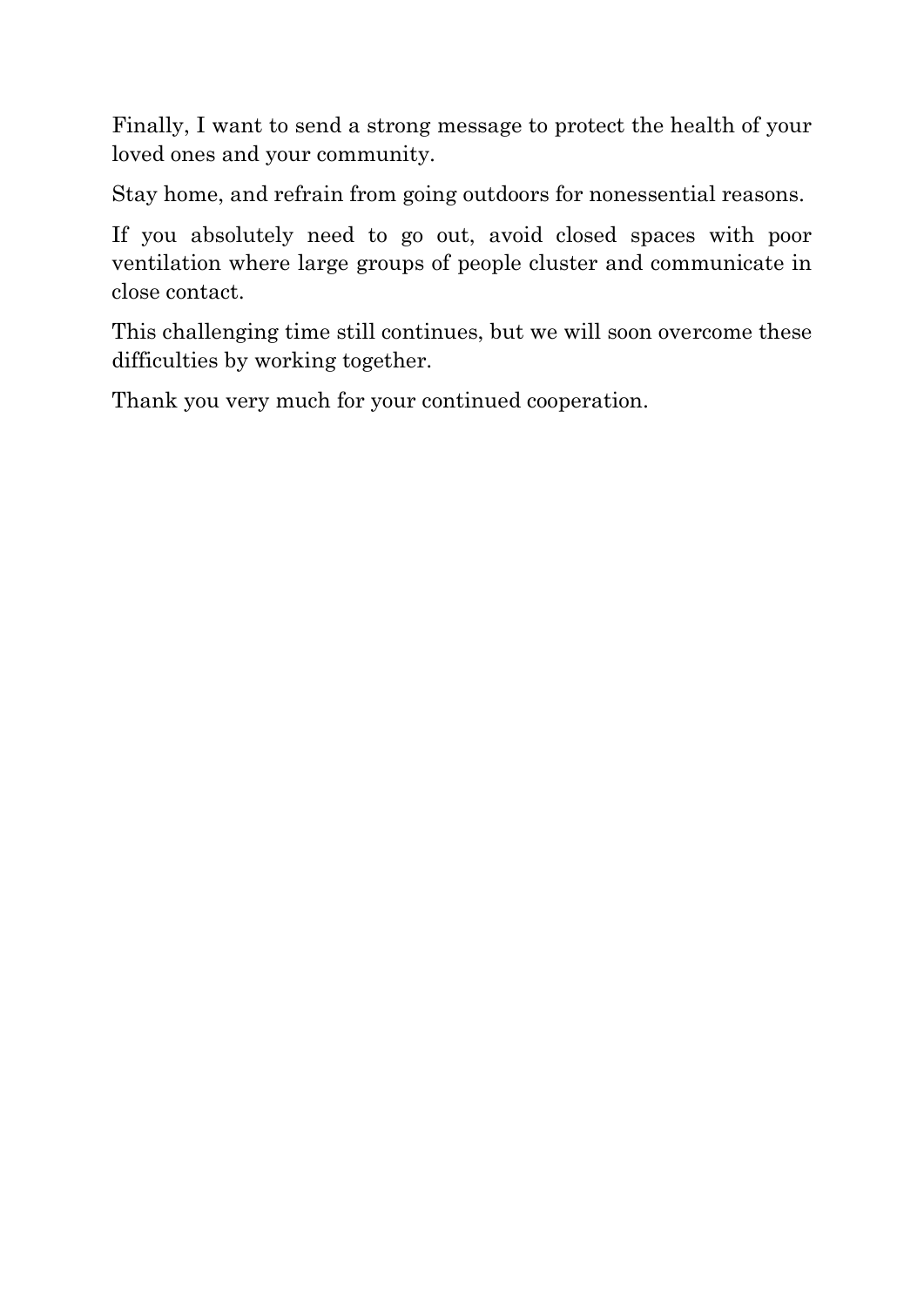Finally, I want to send a strong message to protect the health of your loved ones and your community.

Stay home, and refrain from going outdoors for nonessential reasons.

If you absolutely need to go out, avoid closed spaces with poor ventilation where large groups of people cluster and communicate in close contact.

This challenging time still continues, but we will soon overcome these difficulties by working together.

Thank you very much for your continued cooperation.